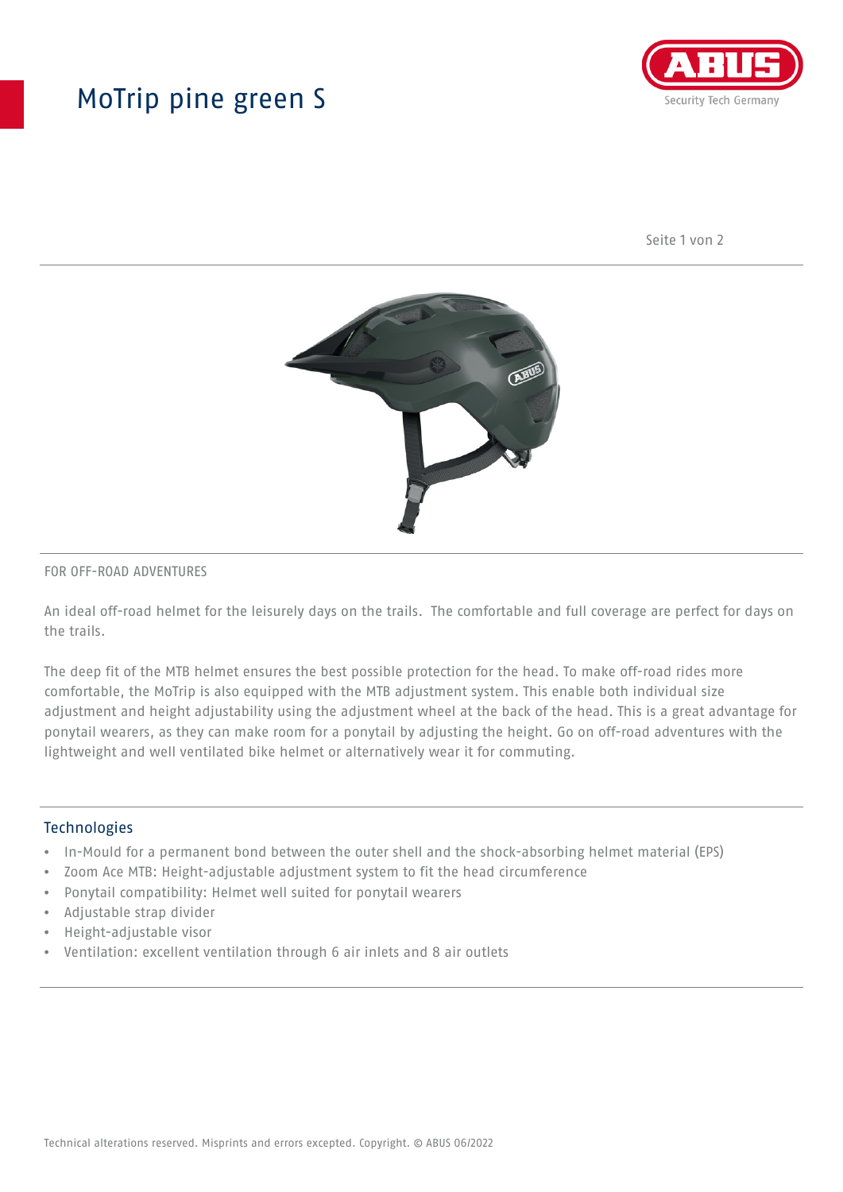# MoTrip pine green S

FOR OFF-ROAD ADVENTURES

An ideal off-road helmet for the leisurely days on the trails.  The comfortable and full coverage are perfect for days on the trails.

The deep fit of the MTB helmet ensures the best possible protection for the head. To make off-road rides more comfortable, the MoTrip is also equipped with the MTB adjustment system. This enable both individual size adjustment and height adjustability using the adjustment wheel at the back of the head. This is a great advantage for ponytail wearers, as they can make room for a ponytail by adjusting the height. Go on off-road adventures with the lightweight and well ventilated bike helmet or alternatively wear it for commuting.

## Technologies

- In-Mould for a permanent bond between the outer shell and the shock-absorbing helmet material (EPS)
- Zoom Ace MTB: Height-adjustable adjustment system to fit the head circumference
- Ponytail compatibility: Helmet well suited for ponytail wearers
- Adjustable strap divider
- Height-adjustable visor
- Ventilation: excellent ventilation through 6 air inlets and 8 air outlets

Technical alterations reserved. Misprints and errors excepted. Copyright. © ABUS 06/2022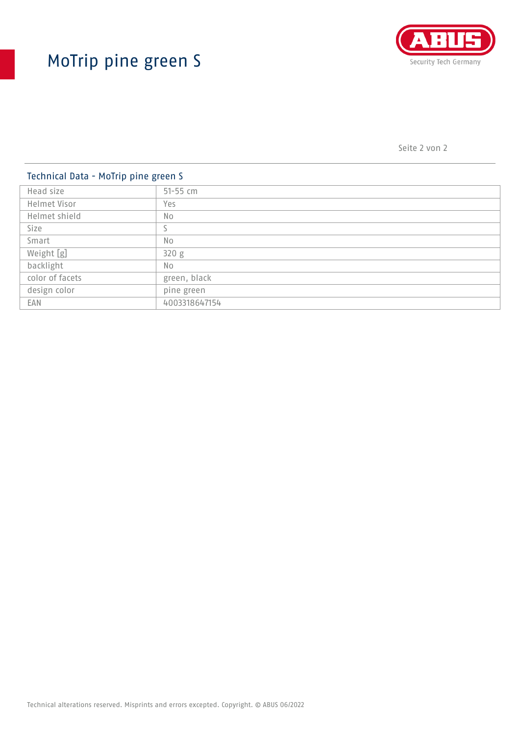# MoTrip pine green S

## Technical Data - MoTrip pine green S

| | |
|---|---|
| Head size | 51-55 cm |
| Helmet Visor | Yes |
| Helmet shield | No |
| Size | S |
| Smart | No |
| Weight [g] | 320 g |
| backlight | No |
| color of facets | green, black |
| design color | pine green |
| EAN | 4003318647154 |

Technical alterations reserved. Misprints and errors excepted. Copyright. © ABUS 06/2022